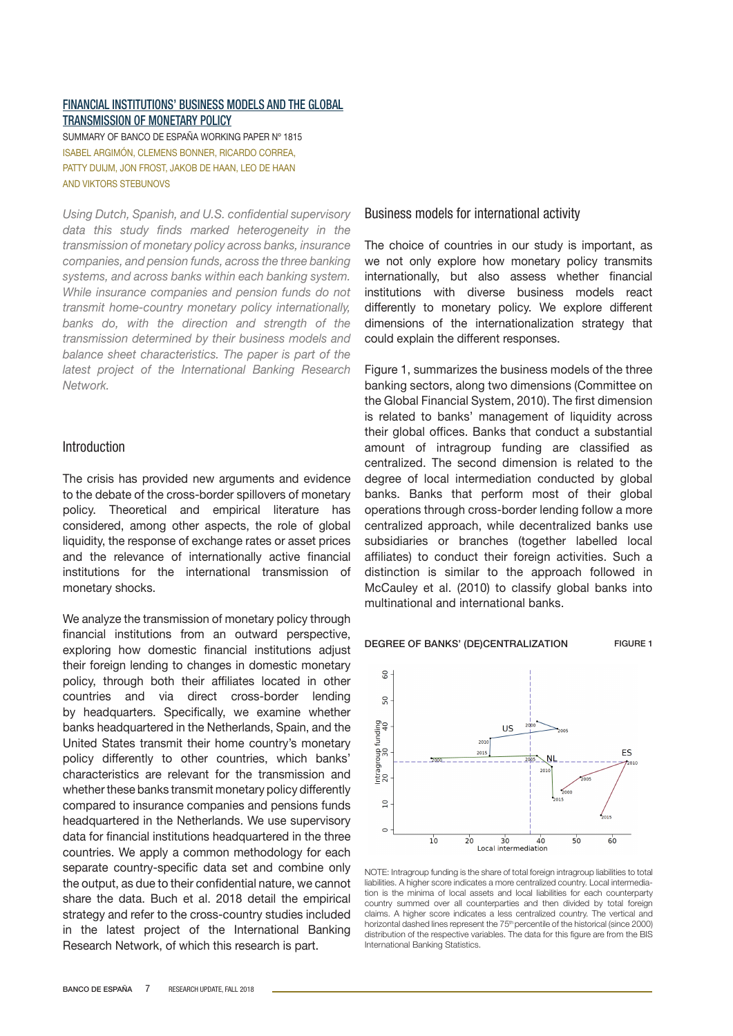## FINANCIAL INSTITUTIONS' BUSINESS MODELS AND THE GLOBAL TRANSMISSION OF MONETARY POLICY

SUMMARY OF BANCO DE ESPAÑA WORKING PAPER Nº 1815

ISABEL ARGIMÓN, CLEMENS BONNER, RICARDO CORREA, PATTY DUIJM, JON FROST, JAKOB DE HAAN, LEO DE HAAN AND VIKTORS STEBUNOVS

*Using Dutch, Spanish, and U.S. confidential supervisory data this study finds marked heterogeneity in the transmission of monetary policy across banks, insurance companies, and pension funds, across the three banking systems, and across banks within each banking system. While insurance companies and pension funds do not transmit home-country monetary policy internationally, banks do, with the direction and strength of the transmission determined by their business models and balance sheet characteristics. The paper is part of the latest project of the International Banking Research Network.*

### Introduction

The crisis has provided new arguments and evidence to the debate of the cross-border spillovers of monetary policy. Theoretical and empirical literature has considered, among other aspects, the role of global liquidity, the response of exchange rates or asset prices and the relevance of internationally active financial institutions for the international transmission of monetary shocks.

We analyze the transmission of monetary policy through financial institutions from an outward perspective, exploring how domestic financial institutions adjust their foreign lending to changes in domestic monetary policy, through both their affiliates located in other countries and via direct cross-border lending by headquarters. Specifically, we examine whether banks headquartered in the Netherlands, Spain, and the United States transmit their home country's monetary policy differently to other countries, which banks' characteristics are relevant for the transmission and whether these banks transmit monetary policy differently compared to insurance companies and pensions funds headquartered in the Netherlands. We use supervisory data for financial institutions headquartered in the three countries. We apply a common methodology for each separate country-specific data set and combine only the output, as due to their confidential nature, we cannot share the data. Buch et al. 2018 detail the empirical strategy and refer to the cross-country studies included in the latest project of the International Banking Research Network, of which this research is part.

### Business models for international activity

The choice of countries in our study is important, as we not only explore how monetary policy transmits internationally, but also assess whether financial institutions with diverse business models react differently to monetary policy. We explore different dimensions of the internationalization strategy that could explain the different responses.

Figure 1, summarizes the business models of the three banking sectors, along two dimensions (Committee on the Global Financial System, 2010). The first dimension is related to banks' management of liquidity across their global offices. Banks that conduct a substantial amount of intragroup funding are classified as centralized. The second dimension is related to the degree of local intermediation conducted by global banks. Banks that perform most of their global operations through cross-border lending follow a more centralized approach, while decentralized banks use subsidiaries or branches (together labelled local affiliates) to conduct their foreign activities. Such a distinction is similar to the approach followed in McCauley et al. (2010) to classify global banks into multinational and international banks.

DEGREE OF BANKS' (DE)CENTRALIZATION — FIGURE 1

NOTE: Intragroup funding is the share of total foreign intragroup liabilities to total liabilities. A higher score indicates a more centralized country. Local intermediation is the minima of local assets and local liabilities for each counterparty country summed over all counterparties and then divided by total foreign claims. A higher score indicates a less centralized country. The vertical and horizontal dashed lines represent the 75th percentile of the historical (since 2000) distribution of the respective variables. The data for this figure are from the BIS International Banking Statistics.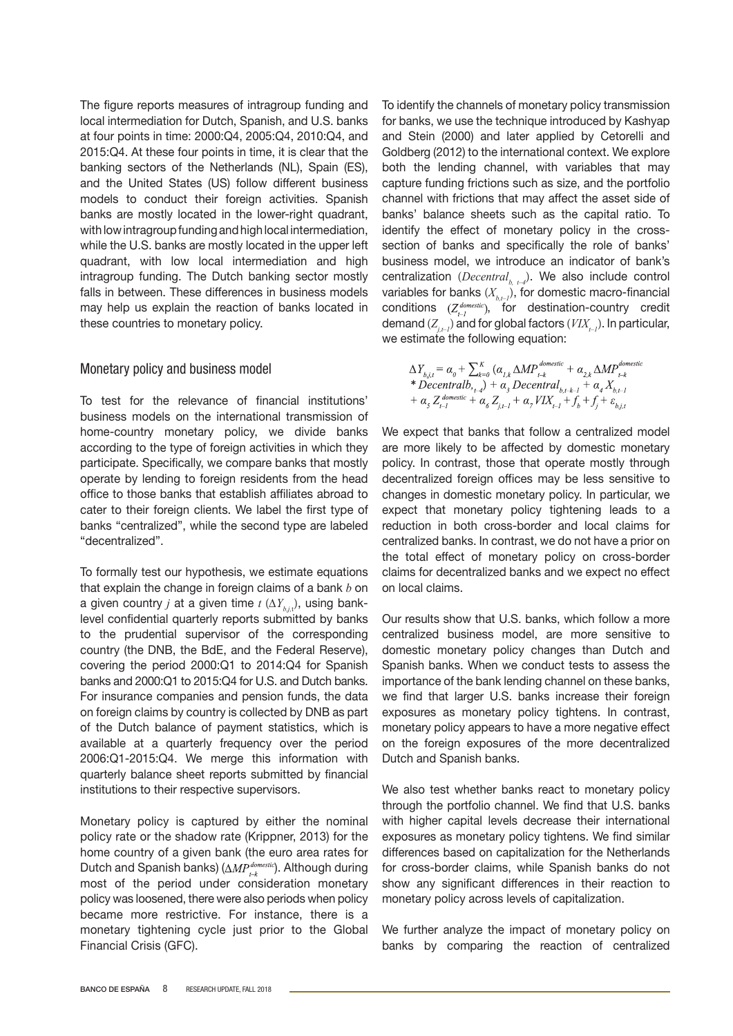The figure reports measures of intragroup funding and local intermediation for Dutch, Spanish, and U.S. banks at four points in time: 2000:Q4, 2005:Q4, 2010:Q4, and 2015:Q4. At these four points in time, it is clear that the banking sectors of the Netherlands (NL), Spain (ES), and the United States (US) follow different business models to conduct their foreign activities. Spanish banks are mostly located in the lower-right quadrant, with low intragroup funding and high local intermediation, while the U.S. banks are mostly located in the upper left quadrant, with low local intermediation and high intragroup funding. The Dutch banking sector mostly falls in between. These differences in business models may help us explain the reaction of banks located in these countries to monetary policy.

## Monetary policy and business model

To test for the relevance of financial institutions' business models on the international transmission of home-country monetary policy, we divide banks according to the type of foreign activities in which they participate. Specifically, we compare banks that mostly operate by lending to foreign residents from the head office to those banks that establish affiliates abroad to cater to their foreign clients. We label the first type of banks "centralized", while the second type are labeled "decentralized".

To formally test our hypothesis, we estimate equations that explain the change in foreign claims of a bank $b$ on a given country $j$ at a given time $t$ ($\Delta Y_{b,j,t}$), using bank-level confidential quarterly reports submitted by banks to the prudential supervisor of the corresponding country (the DNB, the BdE, and the Federal Reserve), covering the period 2000:Q1 to 2014:Q4 for Spanish banks and 2000:Q1 to 2015:Q4 for U.S. and Dutch banks. For insurance companies and pension funds, the data on foreign claims by country is collected by DNB as part of the Dutch balance of payment statistics, which is available at a quarterly frequency over the period 2006:Q1-2015:Q4. We merge this information with quarterly balance sheet reports submitted by financial institutions to their respective supervisors.

Monetary policy is captured by either the nominal policy rate or the shadow rate (Krippner, 2013) for the home country of a given bank (the euro area rates for Dutch and Spanish banks) ($\Delta MP_{t-k}^{domestic}$). Although during most of the period under consideration monetary policy was loosened, there were also periods when policy became more restrictive. For instance, there is a monetary tightening cycle just prior to the Global Financial Crisis (GFC).

To identify the channels of monetary policy transmission for banks, we use the technique introduced by Kashyap and Stein (2000) and later applied by Cetorelli and Goldberg (2012) to the international context. We explore both the lending channel, with variables that may capture funding frictions such as size, and the portfolio channel with frictions that may affect the asset side of banks' balance sheets such as the capital ratio. To identify the effect of monetary policy in the cross-section of banks and specifically the role of banks' business model, we introduce an indicator of bank's centralization ($Decentral_{b,\ t-4}$). We also include control variables for banks ($X_{b,t-1}$), for domestic macro-financial conditions ($Z_{t-1}^{domestic}$), for destination-country credit demand ($Z_{j,t-1}$) and for global factors ($VIX_{t-1}$). In particular, we estimate the following equation:

$$
\begin{aligned}
\Delta Y_{b,j,t} = \alpha_0 + \textstyle\sum_{k=0}^{K} (\alpha_{1,k}\, \Delta MP_{t-k}^{domestic} + \alpha_{2,k}\, \Delta MP_{t-k}^{domestic} \\
* Decentralb,_{t-4}) + \alpha_3\, Decentral_{b,t-k-1} + \alpha_4\, X_{b,t-1} \\
+ \alpha_5\, Z_{t-1}^{domestic} + \alpha_6\, Z_{j,t-1} + \alpha_7\, VIX_{t-1} + f_b + f_j + \varepsilon_{b,j,t}
\end{aligned}
$$

We expect that banks that follow a centralized model are more likely to be affected by domestic monetary policy. In contrast, those that operate mostly through decentralized foreign offices may be less sensitive to changes in domestic monetary policy. In particular, we expect that monetary policy tightening leads to a reduction in both cross-border and local claims for centralized banks. In contrast, we do not have a prior on the total effect of monetary policy on cross-border claims for decentralized banks and we expect no effect on local claims.

Our results show that U.S. banks, which follow a more centralized business model, are more sensitive to domestic monetary policy changes than Dutch and Spanish banks. When we conduct tests to assess the importance of the bank lending channel on these banks, we find that larger U.S. banks increase their foreign exposures as monetary policy tightens. In contrast, monetary policy appears to have a more negative effect on the foreign exposures of the more decentralized Dutch and Spanish banks.

We also test whether banks react to monetary policy through the portfolio channel. We find that U.S. banks with higher capital levels decrease their international exposures as monetary policy tightens. We find similar differences based on capitalization for the Netherlands for cross-border claims, while Spanish banks do not show any significant differences in their reaction to monetary policy across levels of capitalization.

We further analyze the impact of monetary policy on banks by comparing the reaction of centralized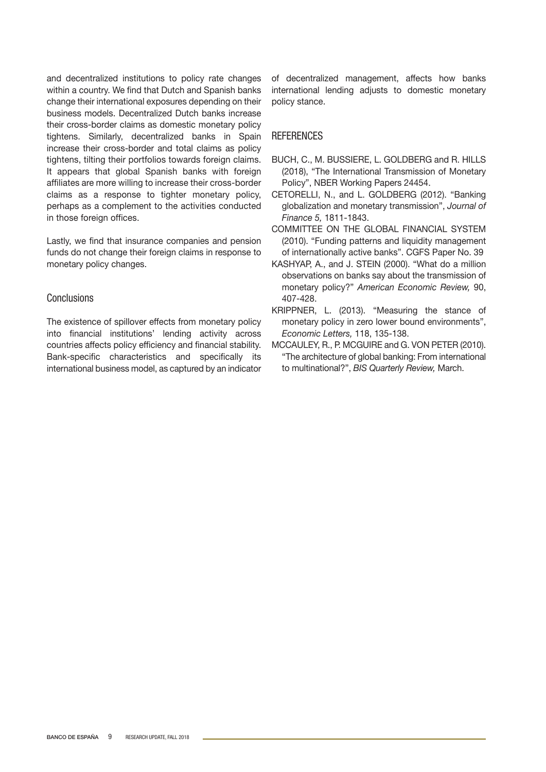and decentralized institutions to policy rate changes within a country. We find that Dutch and Spanish banks change their international exposures depending on their business models. Decentralized Dutch banks increase their cross-border claims as domestic monetary policy tightens. Similarly, decentralized banks in Spain increase their cross-border and total claims as policy tightens, tilting their portfolios towards foreign claims. It appears that global Spanish banks with foreign affiliates are more willing to increase their cross-border claims as a response to tighter monetary policy, perhaps as a complement to the activities conducted in those foreign offices.

Lastly, we find that insurance companies and pension funds do not change their foreign claims in response to monetary policy changes.

## Conclusions

The existence of spillover effects from monetary policy into financial institutions' lending activity across countries affects policy efficiency and financial stability. Bank-specific characteristics and specifically its international business model, as captured by an indicator of decentralized management, affects how banks international lending adjusts to domestic monetary policy stance.

## REFERENCES

BUCH, C., M. BUSSIERE, L. GOLDBERG and R. HILLS (2018), "The International Transmission of Monetary Policy", NBER Working Papers 24454.

CETORELLI, N., and L. GOLDBERG (2012). "Banking globalization and monetary transmission", *Journal of Finance 5,* 1811-1843.

COMMITTEE ON THE GLOBAL FINANCIAL SYSTEM (2010). "Funding patterns and liquidity management of internationally active banks". CGFS Paper No. 39

KASHYAP, A., and J. STEIN (2000). "What do a million observations on banks say about the transmission of monetary policy?" *American Economic Review,* 90, 407-428.

KRIPPNER, L. (2013). "Measuring the stance of monetary policy in zero lower bound environments", *Economic Letters,* 118, 135-138.

MCCAULEY, R., P. MCGUIRE and G. VON PETER (2010). "The architecture of global banking: From international to multinational?", *BIS Quarterly Review,* March.